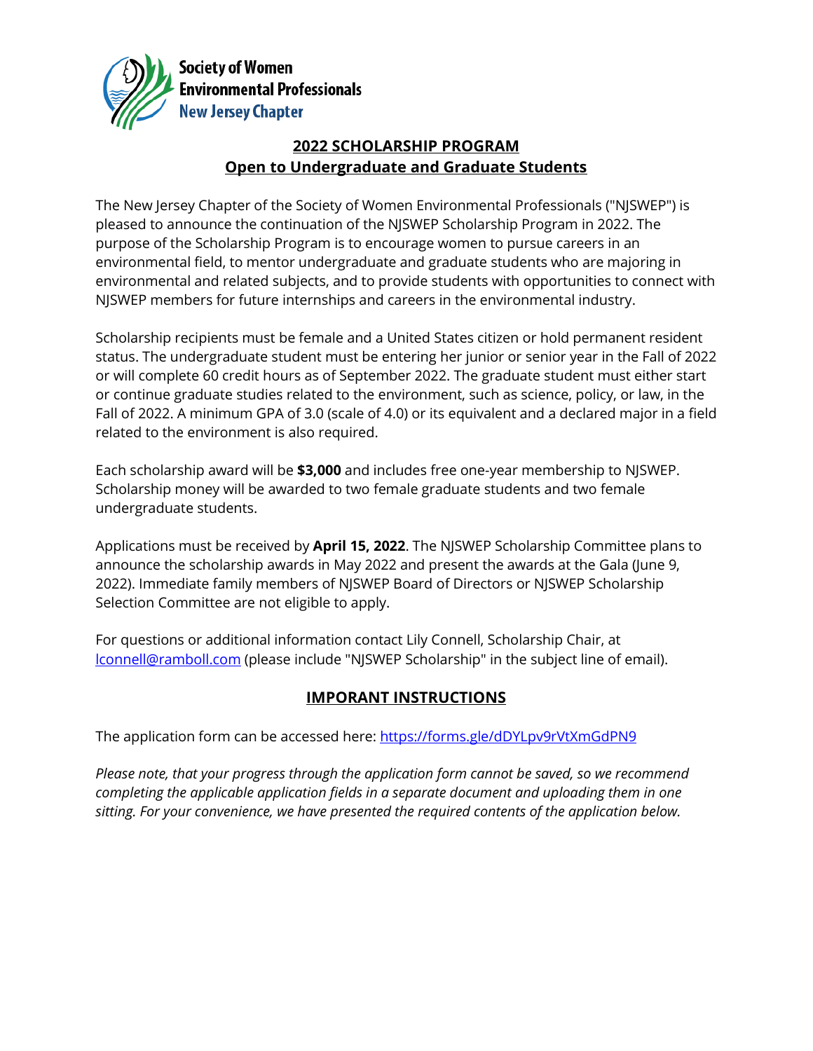Society of Women Environmental Professionals
New Jersey Chapter

## 2022 SCHOLARSHIP PROGRAM
## Open to Undergraduate and Graduate Students

The New Jersey Chapter of the Society of Women Environmental Professionals ("NJSWEP") is pleased to announce the continuation of the NJSWEP Scholarship Program in 2022. The purpose of the Scholarship Program is to encourage women to pursue careers in an environmental field, to mentor undergraduate and graduate students who are majoring in environmental and related subjects, and to provide students with opportunities to connect with NJSWEP members for future internships and careers in the environmental industry.

Scholarship recipients must be female and a United States citizen or hold permanent resident status. The undergraduate student must be entering her junior or senior year in the Fall of 2022 or will complete 60 credit hours as of September 2022. The graduate student must either start or continue graduate studies related to the environment, such as science, policy, or law, in the Fall of 2022. A minimum GPA of 3.0 (scale of 4.0) or its equivalent and a declared major in a field related to the environment is also required.

Each scholarship award will be **$3,000** and includes free one-year membership to NJSWEP. Scholarship money will be awarded to two female graduate students and two female undergraduate students.

Applications must be received by **April 15, 2022**. The NJSWEP Scholarship Committee plans to announce the scholarship awards in May 2022 and present the awards at the Gala (June 9, 2022). Immediate family members of NJSWEP Board of Directors or NJSWEP Scholarship Selection Committee are not eligible to apply.

For questions or additional information contact Lily Connell, Scholarship Chair, at lconnell@ramboll.com (please include "NJSWEP Scholarship" in the subject line of email).

## IMPORANT INSTRUCTIONS

The application form can be accessed here: https://forms.gle/dDYLpv9rVtXmGdPN9

*Please note, that your progress through the application form cannot be saved, so we recommend completing the applicable application fields in a separate document and uploading them in one sitting. For your convenience, we have presented the required contents of the application below.*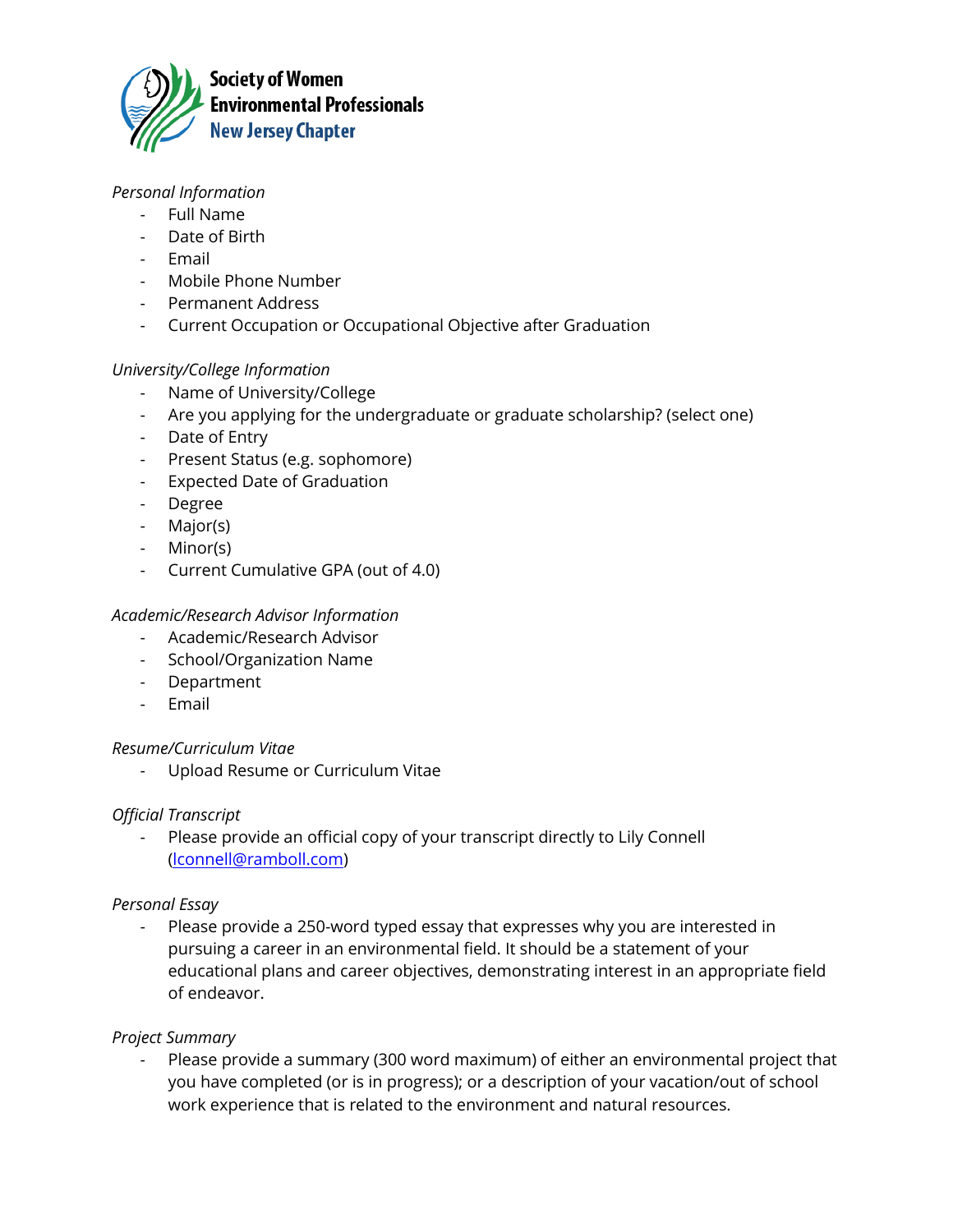**Society of Women Environmental Professionals**
**New Jersey Chapter**

*Personal Information*

- Full Name
- Date of Birth
- Email
- Mobile Phone Number
- Permanent Address
- Current Occupation or Occupational Objective after Graduation

*University/College Information*

- Name of University/College
- Are you applying for the undergraduate or graduate scholarship? (select one)
- Date of Entry
- Present Status (e.g. sophomore)
- Expected Date of Graduation
- Degree
- Major(s)
- Minor(s)
- Current Cumulative GPA (out of 4.0)

*Academic/Research Advisor Information*

- Academic/Research Advisor
- School/Organization Name
- Department
- Email

*Resume/Curriculum Vitae*

- Upload Resume or Curriculum Vitae

*Official Transcript*

- Please provide an official copy of your transcript directly to Lily Connell (lconnell@ramboll.com)

*Personal Essay*

- Please provide a 250-word typed essay that expresses why you are interested in pursuing a career in an environmental field. It should be a statement of your educational plans and career objectives, demonstrating interest in an appropriate field of endeavor.

*Project Summary*

- Please provide a summary (300 word maximum) of either an environmental project that you have completed (or is in progress); or a description of your vacation/out of school work experience that is related to the environment and natural resources.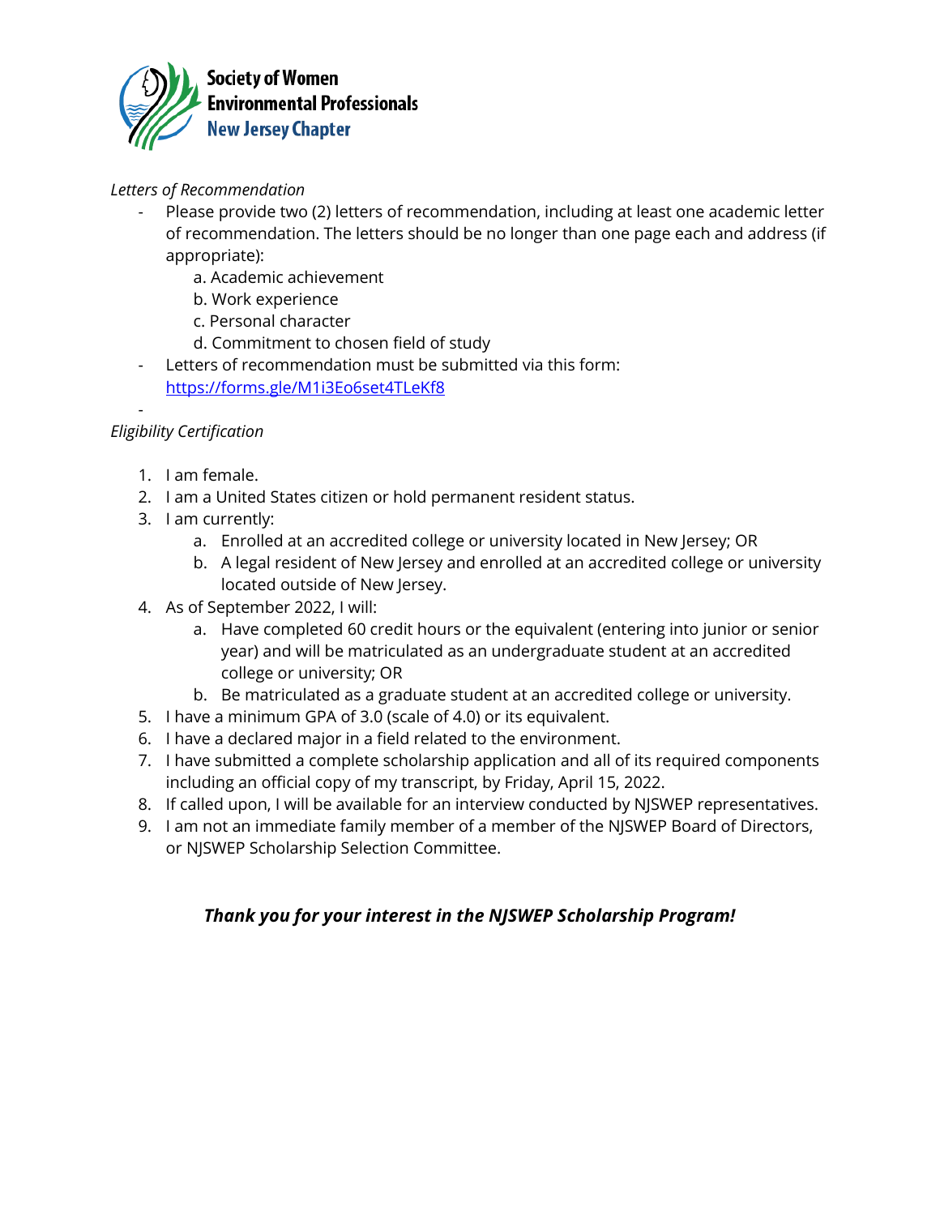Society of Women
Environmental Professionals
New Jersey Chapter

*Letters of Recommendation*

- Please provide two (2) letters of recommendation, including at least one academic letter of recommendation. The letters should be no longer than one page each and address (if appropriate):
  a. Academic achievement
  b. Work experience
  c. Personal character
  d. Commitment to chosen field of study
- Letters of recommendation must be submitted via this form: https://forms.gle/M1i3Eo6set4TLeKf8
-

*Eligibility Certification*

1. I am female.
2. I am a United States citizen or hold permanent resident status.
3. I am currently:
   a. Enrolled at an accredited college or university located in New Jersey; OR
   b. A legal resident of New Jersey and enrolled at an accredited college or university located outside of New Jersey.
4. As of September 2022, I will:
   a. Have completed 60 credit hours or the equivalent (entering into junior or senior year) and will be matriculated as an undergraduate student at an accredited college or university; OR
   b. Be matriculated as a graduate student at an accredited college or university.
5. I have a minimum GPA of 3.0 (scale of 4.0) or its equivalent.
6. I have a declared major in a field related to the environment.
7. I have submitted a complete scholarship application and all of its required components including an official copy of my transcript, by Friday, April 15, 2022.
8. If called upon, I will be available for an interview conducted by NJSWEP representatives.
9. I am not an immediate family member of a member of the NJSWEP Board of Directors, or NJSWEP Scholarship Selection Committee.

***Thank you for your interest in the NJSWEP Scholarship Program!***